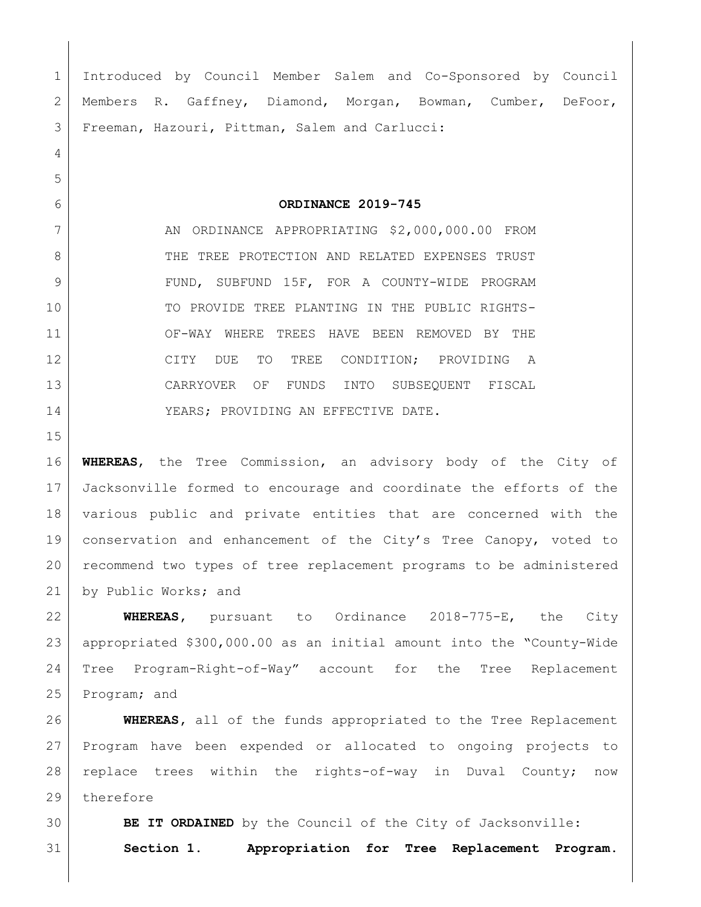Introduced by Council Member Salem and Co-Sponsored by Council Members R. Gaffney, Diamond, Morgan, Bowman, Cumber, DeFoor, Freeman, Hazouri, Pittman, Salem and Carlucci:

# ORDINANCE 2019-745

AN ORDINANCE APPROPRIATING $2,000,000.00 FROM THE TREE PROTECTION AND RELATED EXPENSES TRUST FUND, SUBFUND 15F, FOR A COUNTY-WIDE PROGRAM TO PROVIDE TREE PLANTING IN THE PUBLIC RIGHTS-OF-WAY WHERE TREES HAVE BEEN REMOVED BY THE CITY DUE TO TREE CONDITION; PROVIDING A CARRYOVER OF FUNDS INTO SUBSEQUENT FISCAL YEARS; PROVIDING AN EFFECTIVE DATE.

**WHEREAS**, the Tree Commission, an advisory body of the City of Jacksonville formed to encourage and coordinate the efforts of the various public and private entities that are concerned with the conservation and enhancement of the City's Tree Canopy, voted to recommend two types of tree replacement programs to be administered by Public Works; and

**WHEREAS**, pursuant to Ordinance 2018-775-E, the City appropriated $300,000.00 as an initial amount into the "County-Wide Tree Program-Right-of-Way" account for the Tree Replacement Program; and

**WHEREAS**, all of the funds appropriated to the Tree Replacement Program have been expended or allocated to ongoing projects to replace trees within the rights-of-way in Duval County; now therefore

**BE IT ORDAINED** by the Council of the City of Jacksonville:

**Section 1. Appropriation for Tree Replacement Program.**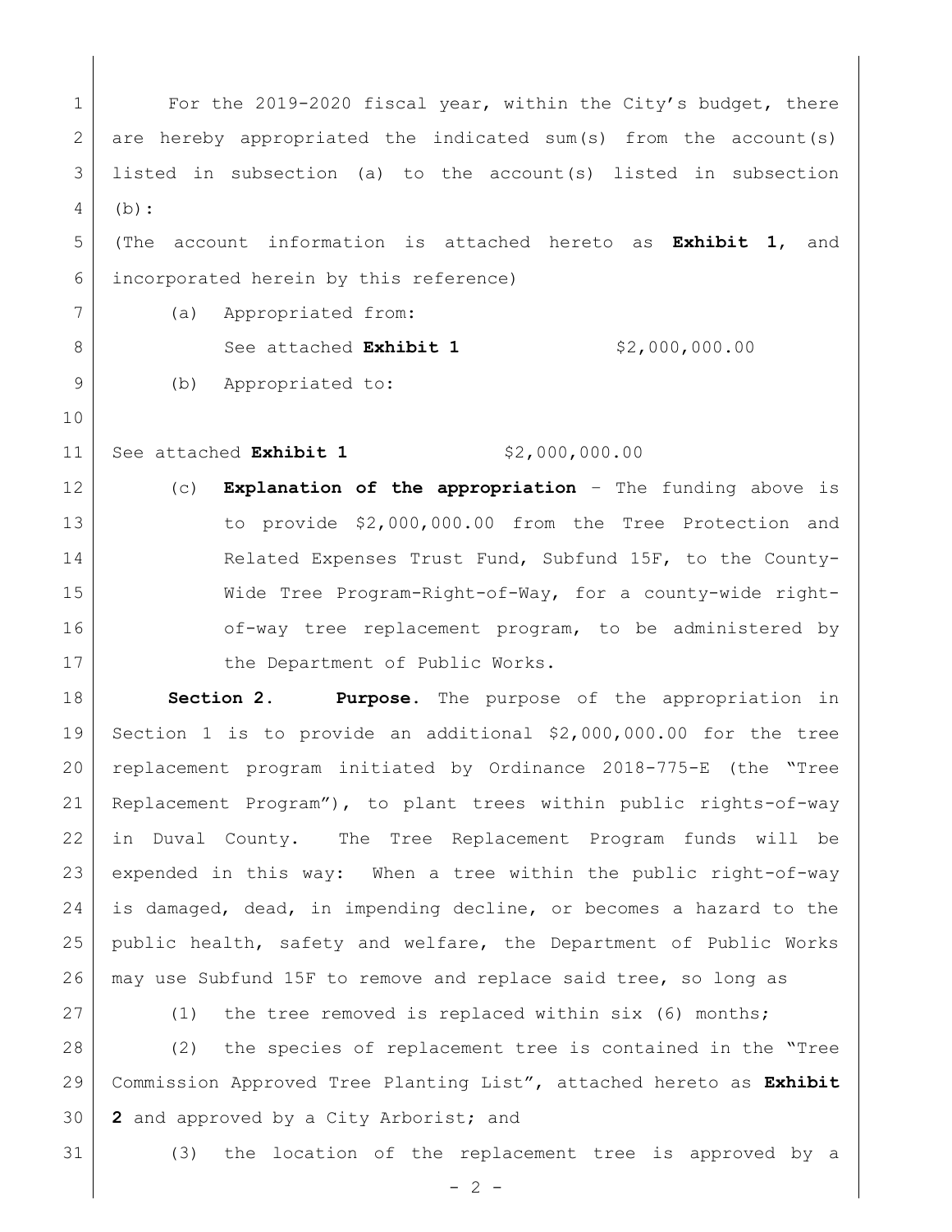For the 2019-2020 fiscal year, within the City's budget, there are hereby appropriated the indicated sum(s) from the account(s) listed in subsection (a) to the account(s) listed in subsection (b):

(The account information is attached hereto as **Exhibit 1**, and incorporated herein by this reference)

(a) Appropriated from:

See attached **Exhibit 1** $2,000,000.00

(b) Appropriated to:

See attached **Exhibit 1** $2,000,000.00

(c) **Explanation of the appropriation** – The funding above is to provide $2,000,000.00 from the Tree Protection and Related Expenses Trust Fund, Subfund 15F, to the County-Wide Tree Program-Right-of-Way, for a county-wide right-of-way tree replacement program, to be administered by the Department of Public Works.

**Section 2. Purpose.** The purpose of the appropriation in Section 1 is to provide an additional $2,000,000.00 for the tree replacement program initiated by Ordinance 2018-775-E (the "Tree Replacement Program"), to plant trees within public rights-of-way in Duval County. The Tree Replacement Program funds will be expended in this way: When a tree within the public right-of-way is damaged, dead, in impending decline, or becomes a hazard to the public health, safety and welfare, the Department of Public Works may use Subfund 15F to remove and replace said tree, so long as

(1) the tree removed is replaced within six (6) months;

(2) the species of replacement tree is contained in the "Tree Commission Approved Tree Planting List", attached hereto as **Exhibit 2** and approved by a City Arborist; and

(3) the location of the replacement tree is approved by a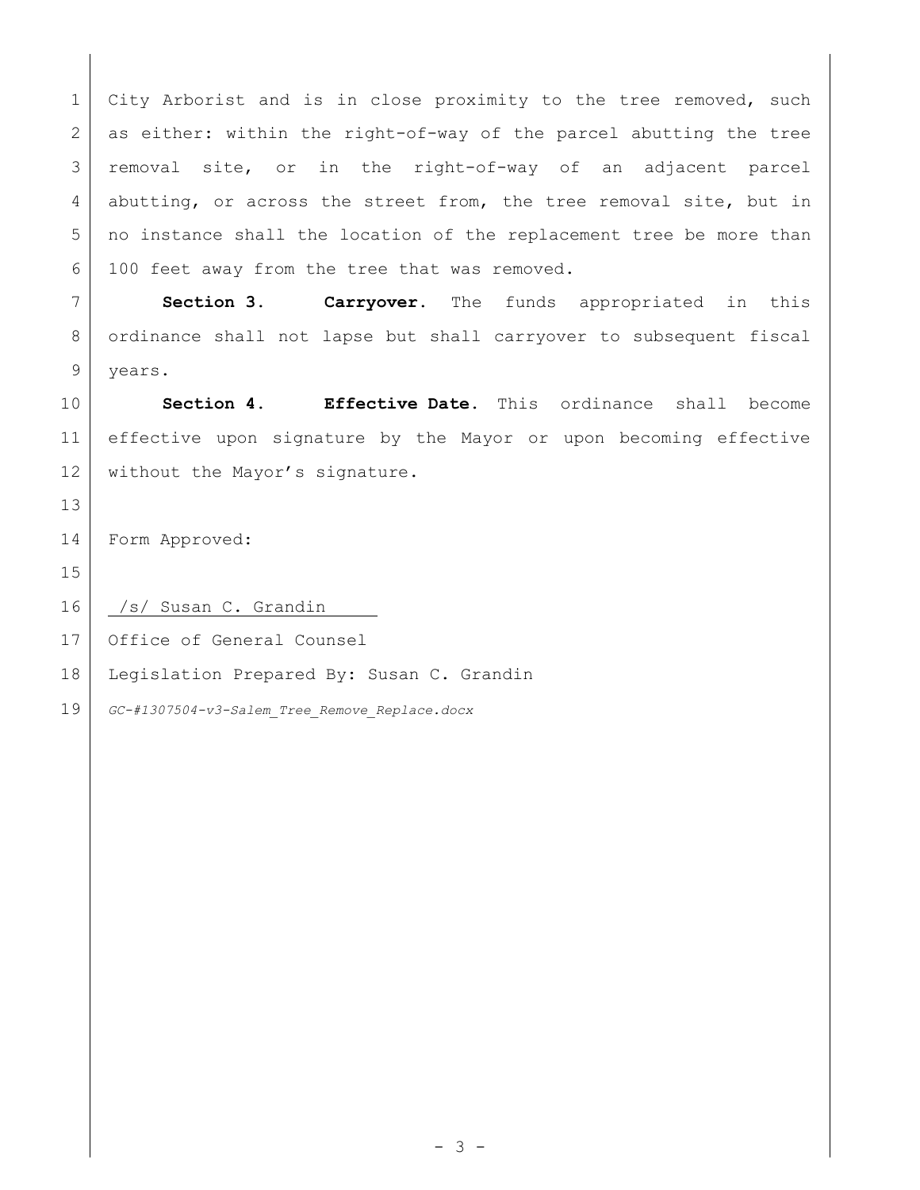City Arborist and is in close proximity to the tree removed, such as either: within the right-of-way of the parcel abutting the tree removal site, or in the right-of-way of an adjacent parcel abutting, or across the street from, the tree removal site, but in no instance shall the location of the replacement tree be more than 100 feet away from the tree that was removed.

**Section 3. Carryover.** The funds appropriated in this ordinance shall not lapse but shall carryover to subsequent fiscal years.

**Section 4. Effective Date.** This ordinance shall become effective upon signature by the Mayor or upon becoming effective without the Mayor's signature.

Form Approved:

/s/ Susan C. Grandin

Office of General Counsel

Legislation Prepared By: Susan C. Grandin

*GC-#1307504-v3-Salem_Tree_Remove_Replace.docx*